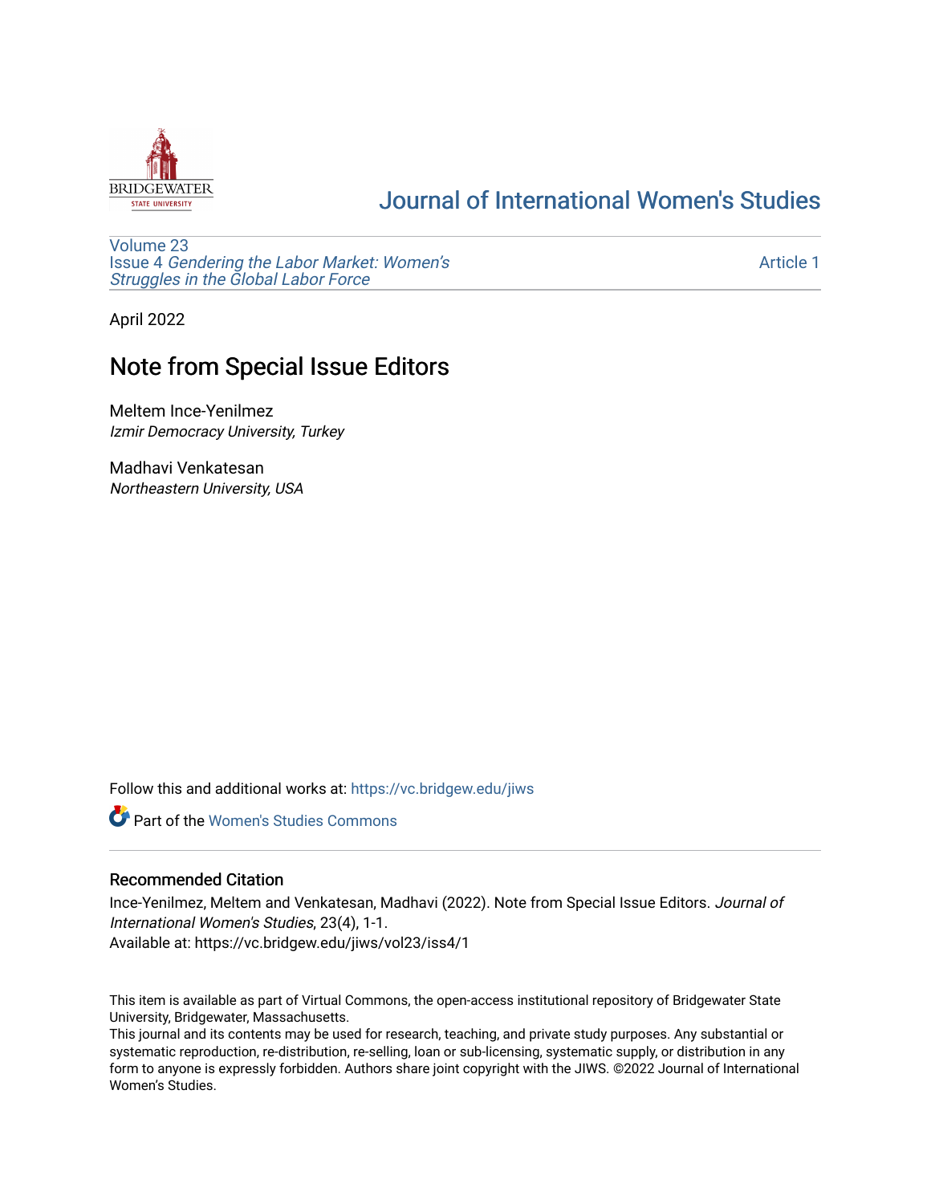# Journal of International Women's Studies

Volume 23
Issue 4 *Gendering the Labor Market: Women's Struggles in the Global Labor Force*

Article 1

April 2022

## Note from Special Issue Editors

Meltem Ince-Yenilmez
*Izmir Democracy University, Turkey*

Madhavi Venkatesan
*Northeastern University, USA*

Follow this and additional works at: https://vc.bridgew.edu/jiws

Part of the Women's Studies Commons

### Recommended Citation

Ince-Yenilmez, Meltem and Venkatesan, Madhavi (2022). Note from Special Issue Editors. *Journal of International Women's Studies*, 23(4), 1-1.
Available at: https://vc.bridgew.edu/jiws/vol23/iss4/1

This item is available as part of Virtual Commons, the open-access institutional repository of Bridgewater State University, Bridgewater, Massachusetts.
This journal and its contents may be used for research, teaching, and private study purposes. Any substantial or systematic reproduction, re-distribution, re-selling, loan or sub-licensing, systematic supply, or distribution in any form to anyone is expressly forbidden. Authors share joint copyright with the JIWS. ©2022 Journal of International Women's Studies.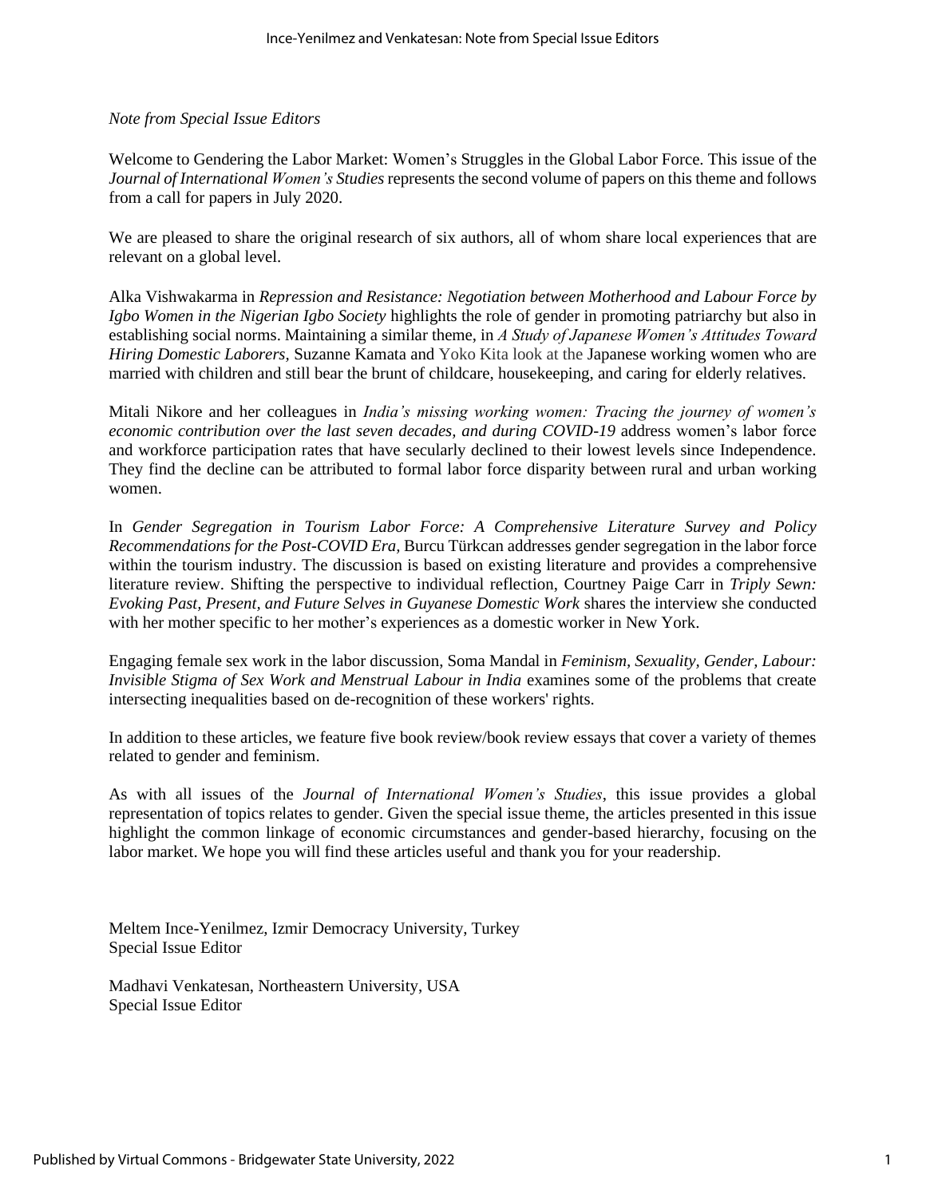*Note from Special Issue Editors*

Welcome to Gendering the Labor Market: Women's Struggles in the Global Labor Force. This issue of the *Journal of International Women's Studies* represents the second volume of papers on this theme and follows from a call for papers in July 2020.

We are pleased to share the original research of six authors, all of whom share local experiences that are relevant on a global level.

Alka Vishwakarma in *Repression and Resistance: Negotiation between Motherhood and Labour Force by Igbo Women in the Nigerian Igbo Society* highlights the role of gender in promoting patriarchy but also in establishing social norms. Maintaining a similar theme, in *A Study of Japanese Women's Attitudes Toward Hiring Domestic Laborers*, Suzanne Kamata and Yoko Kita look at the Japanese working women who are married with children and still bear the brunt of childcare, housekeeping, and caring for elderly relatives.

Mitali Nikore and her colleagues in *India's missing working women: Tracing the journey of women's economic contribution over the last seven decades, and during COVID-19* address women's labor force and workforce participation rates that have secularly declined to their lowest levels since Independence. They find the decline can be attributed to formal labor force disparity between rural and urban working women.

In *Gender Segregation in Tourism Labor Force: A Comprehensive Literature Survey and Policy Recommendations for the Post-COVID Era*, Burcu Türkcan addresses gender segregation in the labor force within the tourism industry. The discussion is based on existing literature and provides a comprehensive literature review. Shifting the perspective to individual reflection, Courtney Paige Carr in *Triply Sewn: Evoking Past, Present, and Future Selves in Guyanese Domestic Work* shares the interview she conducted with her mother specific to her mother's experiences as a domestic worker in New York.

Engaging female sex work in the labor discussion, Soma Mandal in *Feminism, Sexuality, Gender, Labour: Invisible Stigma of Sex Work and Menstrual Labour in India* examines some of the problems that create intersecting inequalities based on de-recognition of these workers' rights.

In addition to these articles, we feature five book review/book review essays that cover a variety of themes related to gender and feminism.

As with all issues of the *Journal of International Women's Studies*, this issue provides a global representation of topics relates to gender. Given the special issue theme, the articles presented in this issue highlight the common linkage of economic circumstances and gender-based hierarchy, focusing on the labor market. We hope you will find these articles useful and thank you for your readership.

Meltem Ince-Yenilmez, Izmir Democracy University, Turkey
Special Issue Editor

Madhavi Venkatesan, Northeastern University, USA
Special Issue Editor